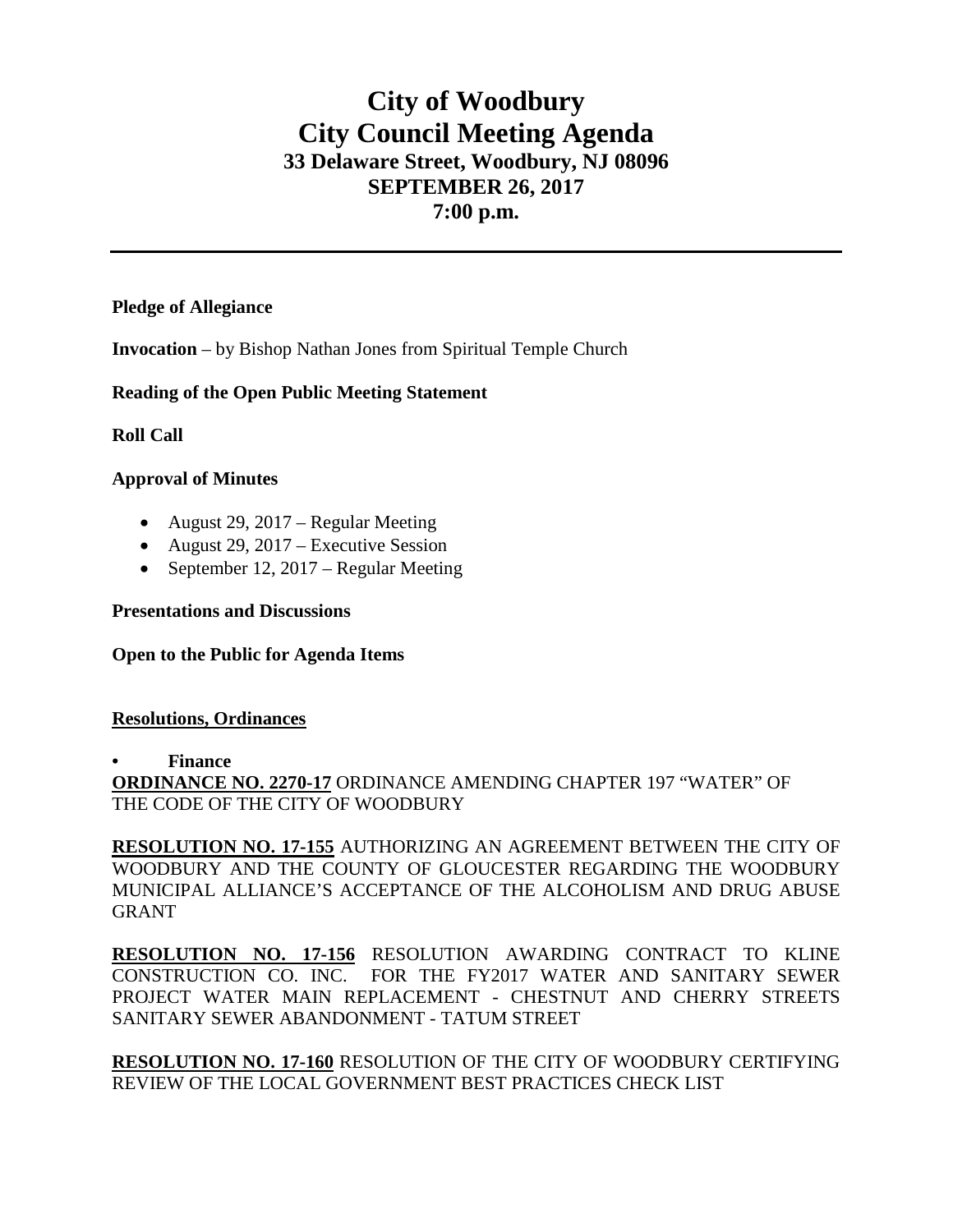# City of Woodbury
# City Council Meeting Agenda
## 33 Delaware Street, Woodbury, NJ 08096
## SEPTEMBER 26, 2017
## 7:00 p.m.

---

**Pledge of Allegiance**

**Invocation** – by Bishop Nathan Jones from Spiritual Temple Church

**Reading of the Open Public Meeting Statement**

**Roll Call**

**Approval of Minutes**

- August 29, 2017 – Regular Meeting
- August 29, 2017 – Executive Session
- September 12, 2017 – Regular Meeting

**Presentations and Discussions**

**Open to the Public for Agenda Items**

**Resolutions, Ordinances**

- **Finance**

**ORDINANCE NO. 2270-17** ORDINANCE AMENDING CHAPTER 197 "WATER" OF THE CODE OF THE CITY OF WOODBURY

**RESOLUTION NO. 17-155** AUTHORIZING AN AGREEMENT BETWEEN THE CITY OF WOODBURY AND THE COUNTY OF GLOUCESTER REGARDING THE WOODBURY MUNICIPAL ALLIANCE'S ACCEPTANCE OF THE ALCOHOLISM AND DRUG ABUSE GRANT

**RESOLUTION NO. 17-156** RESOLUTION AWARDING CONTRACT TO KLINE CONSTRUCTION CO. INC. FOR THE FY2017 WATER AND SANITARY SEWER PROJECT WATER MAIN REPLACEMENT - CHESTNUT AND CHERRY STREETS SANITARY SEWER ABANDONMENT - TATUM STREET

**RESOLUTION NO. 17-160** RESOLUTION OF THE CITY OF WOODBURY CERTIFYING REVIEW OF THE LOCAL GOVERNMENT BEST PRACTICES CHECK LIST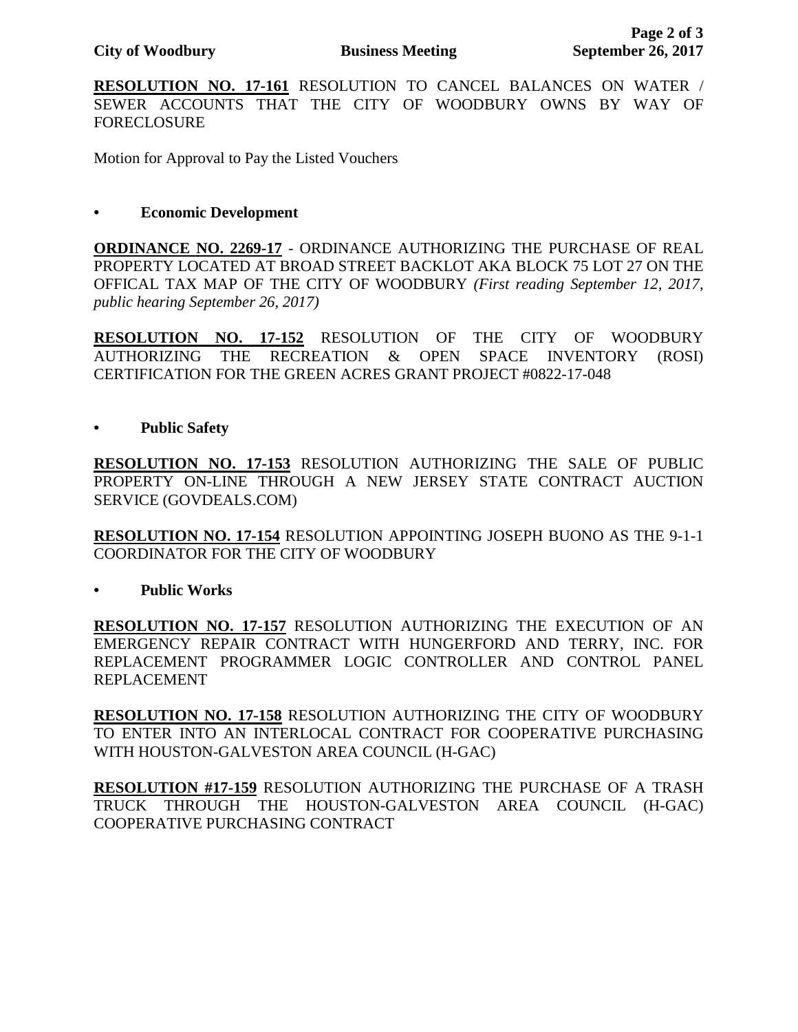**RESOLUTION NO. 17-161** RESOLUTION TO CANCEL BALANCES ON WATER / SEWER ACCOUNTS THAT THE CITY OF WOODBURY OWNS BY WAY OF FORECLOSURE

Motion for Approval to Pay the Listed Vouchers

- **Economic Development**

**ORDINANCE NO. 2269-17** - ORDINANCE AUTHORIZING THE PURCHASE OF REAL PROPERTY LOCATED AT BROAD STREET BACKLOT AKA BLOCK 75 LOT 27 ON THE OFFICAL TAX MAP OF THE CITY OF WOODBURY *(First reading September 12, 2017, public hearing September 26, 2017)*

**RESOLUTION NO. 17-152** RESOLUTION OF THE CITY OF WOODBURY AUTHORIZING THE RECREATION & OPEN SPACE INVENTORY (ROSI) CERTIFICATION FOR THE GREEN ACRES GRANT PROJECT #0822-17-048

- **Public Safety**

**RESOLUTION NO. 17-153** RESOLUTION AUTHORIZING THE SALE OF PUBLIC PROPERTY ON-LINE THROUGH A NEW JERSEY STATE CONTRACT AUCTION SERVICE (GOVDEALS.COM)

**RESOLUTION NO. 17-154** RESOLUTION APPOINTING JOSEPH BUONO AS THE 9-1-1 COORDINATOR FOR THE CITY OF WOODBURY

- **Public Works**

**RESOLUTION NO. 17-157** RESOLUTION AUTHORIZING THE EXECUTION OF AN EMERGENCY REPAIR CONTRACT WITH HUNGERFORD AND TERRY, INC. FOR REPLACEMENT PROGRAMMER LOGIC CONTROLLER AND CONTROL PANEL REPLACEMENT

**RESOLUTION NO. 17-158** RESOLUTION AUTHORIZING THE CITY OF WOODBURY TO ENTER INTO AN INTERLOCAL CONTRACT FOR COOPERATIVE PURCHASING WITH HOUSTON-GALVESTON AREA COUNCIL (H-GAC)

**RESOLUTION #17-159** RESOLUTION AUTHORIZING THE PURCHASE OF A TRASH TRUCK THROUGH THE HOUSTON-GALVESTON AREA COUNCIL (H-GAC) COOPERATIVE PURCHASING CONTRACT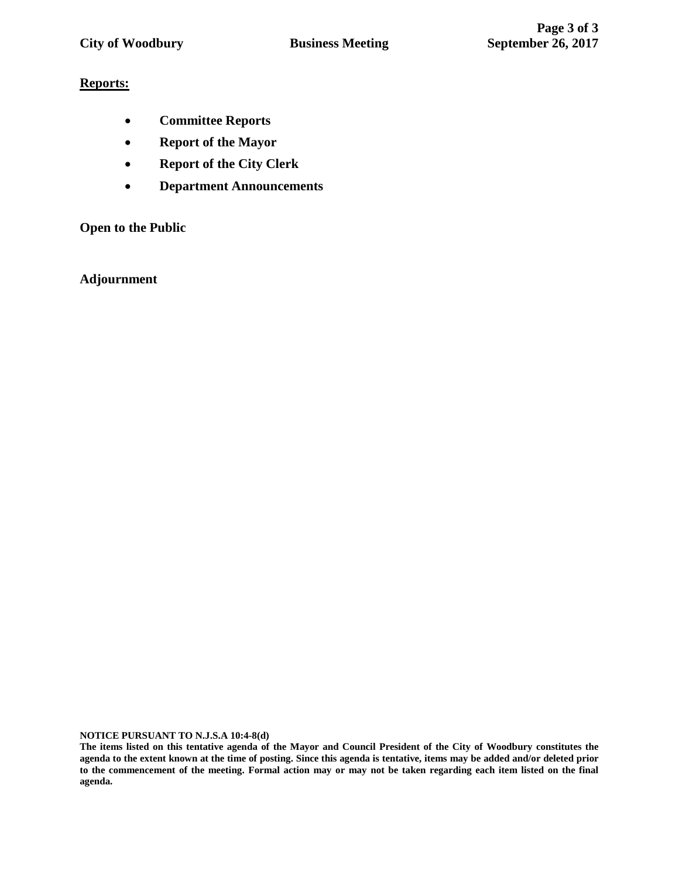## Reports:

- **Committee Reports**
- **Report of the Mayor**
- **Report of the City Clerk**
- **Department Announcements**

**Open to the Public**

**Adjournment**

**NOTICE PURSUANT TO N.J.S.A 10:4-8(d)**
**The items listed on this tentative agenda of the Mayor and Council President of the City of Woodbury constitutes the agenda to the extent known at the time of posting. Since this agenda is tentative, items may be added and/or deleted prior to the commencement of the meeting. Formal action may or may not be taken regarding each item listed on the final agenda.**